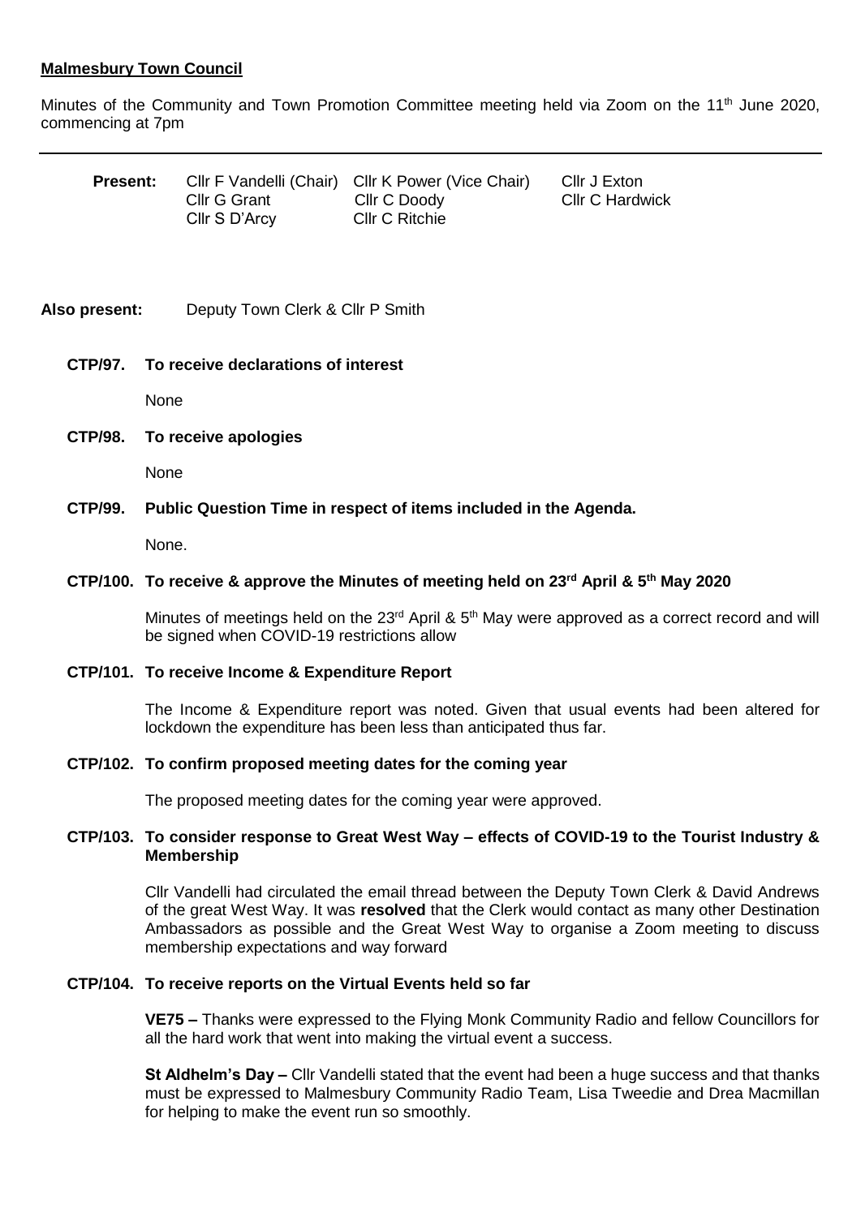**Malmesbury Town Council**

Minutes of the Community and Town Promotion Committee meeting held via Zoom on the 11th June 2020, commencing at 7pm

---

| **Present:** | Cllr F Vandelli (Chair) | Cllr K Power (Vice Chair) | Cllr J Exton |
|---|---|---|---|
| | Cllr G Grant | Cllr C Doody | Cllr C Hardwick |
| | Cllr S D'Arcy | Cllr C Ritchie | |

**Also present:** Deputy Town Clerk & Cllr P Smith

**CTP/97. To receive declarations of interest**

None

**CTP/98. To receive apologies**

None

**CTP/99. Public Question Time in respect of items included in the Agenda.**

None.

**CTP/100. To receive & approve the Minutes of meeting held on 23rd April & 5th May 2020**

Minutes of meetings held on the 23rd April & 5th May were approved as a correct record and will be signed when COVID-19 restrictions allow

**CTP/101. To receive Income & Expenditure Report**

The Income & Expenditure report was noted. Given that usual events had been altered for lockdown the expenditure has been less than anticipated thus far.

**CTP/102. To confirm proposed meeting dates for the coming year**

The proposed meeting dates for the coming year were approved.

**CTP/103. To consider response to Great West Way – effects of COVID-19 to the Tourist Industry & Membership**

Cllr Vandelli had circulated the email thread between the Deputy Town Clerk & David Andrews of the great West Way. It was **resolved** that the Clerk would contact as many other Destination Ambassadors as possible and the Great West Way to organise a Zoom meeting to discuss membership expectations and way forward

**CTP/104. To receive reports on the Virtual Events held so far**

**VE75 –** Thanks were expressed to the Flying Monk Community Radio and fellow Councillors for all the hard work that went into making the virtual event a success.

**St Aldhelm's Day –** Cllr Vandelli stated that the event had been a huge success and that thanks must be expressed to Malmesbury Community Radio Team, Lisa Tweedie and Drea Macmillan for helping to make the event run so smoothly.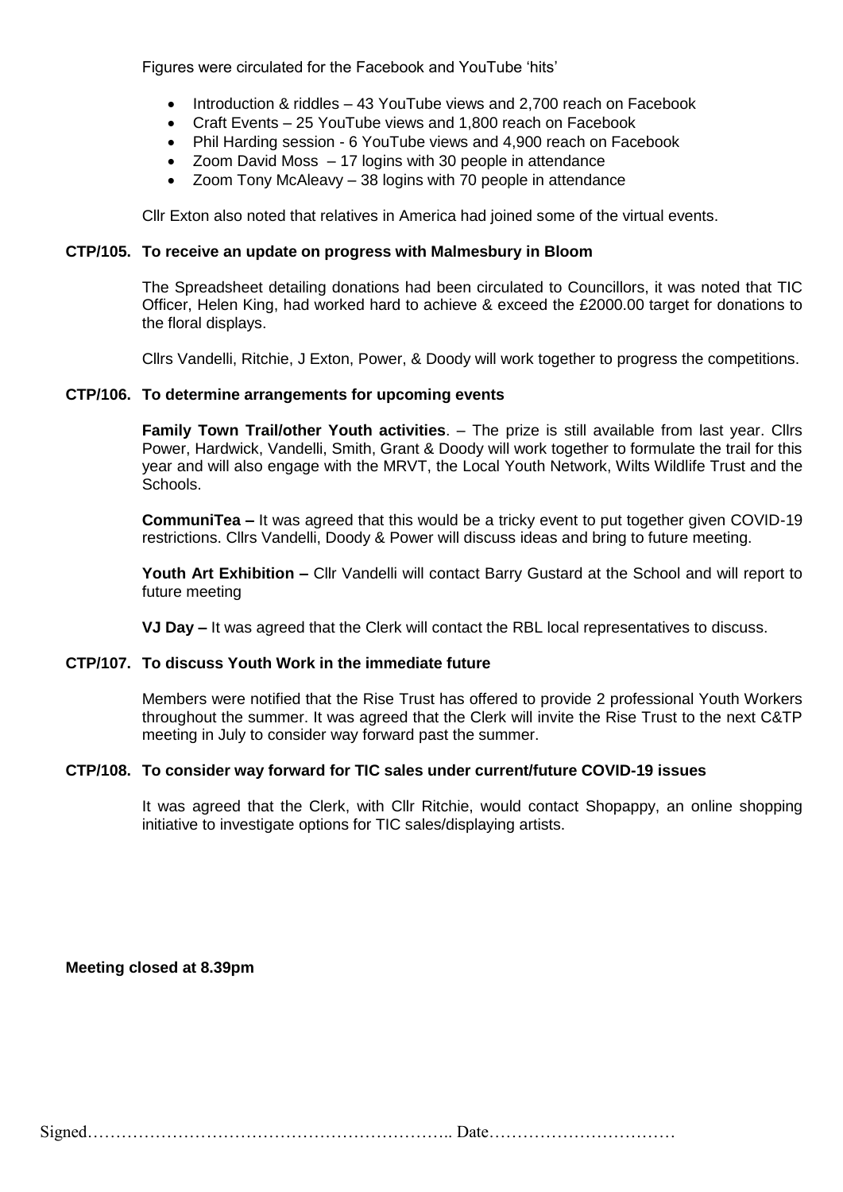Figures were circulated for the Facebook and YouTube 'hits'

- Introduction & riddles – 43 YouTube views and 2,700 reach on Facebook
- Craft Events – 25 YouTube views and 1,800 reach on Facebook
- Phil Harding session - 6 YouTube views and 4,900 reach on Facebook
- Zoom David Moss – 17 logins with 30 people in attendance
- Zoom Tony McAleavy – 38 logins with 70 people in attendance

Cllr Exton also noted that relatives in America had joined some of the virtual events.

**CTP/105. To receive an update on progress with Malmesbury in Bloom**

The Spreadsheet detailing donations had been circulated to Councillors, it was noted that TIC Officer, Helen King, had worked hard to achieve & exceed the £2000.00 target for donations to the floral displays.

Cllrs Vandelli, Ritchie, J Exton, Power, & Doody will work together to progress the competitions.

**CTP/106. To determine arrangements for upcoming events**

**Family Town Trail/other Youth activities**. – The prize is still available from last year. Cllrs Power, Hardwick, Vandelli, Smith, Grant & Doody will work together to formulate the trail for this year and will also engage with the MRVT, the Local Youth Network, Wilts Wildlife Trust and the Schools.

**CommuniTea –** It was agreed that this would be a tricky event to put together given COVID-19 restrictions. Cllrs Vandelli, Doody & Power will discuss ideas and bring to future meeting.

**Youth Art Exhibition –** Cllr Vandelli will contact Barry Gustard at the School and will report to future meeting

**VJ Day –** It was agreed that the Clerk will contact the RBL local representatives to discuss.

**CTP/107. To discuss Youth Work in the immediate future**

Members were notified that the Rise Trust has offered to provide 2 professional Youth Workers throughout the summer. It was agreed that the Clerk will invite the Rise Trust to the next C&TP meeting in July to consider way forward past the summer.

**CTP/108. To consider way forward for TIC sales under current/future COVID-19 issues**

It was agreed that the Clerk, with Cllr Ritchie, would contact Shopappy, an online shopping initiative to investigate options for TIC sales/displaying artists.

**Meeting closed at 8.39pm**

Signed……………………………………………………….. Date……………………………